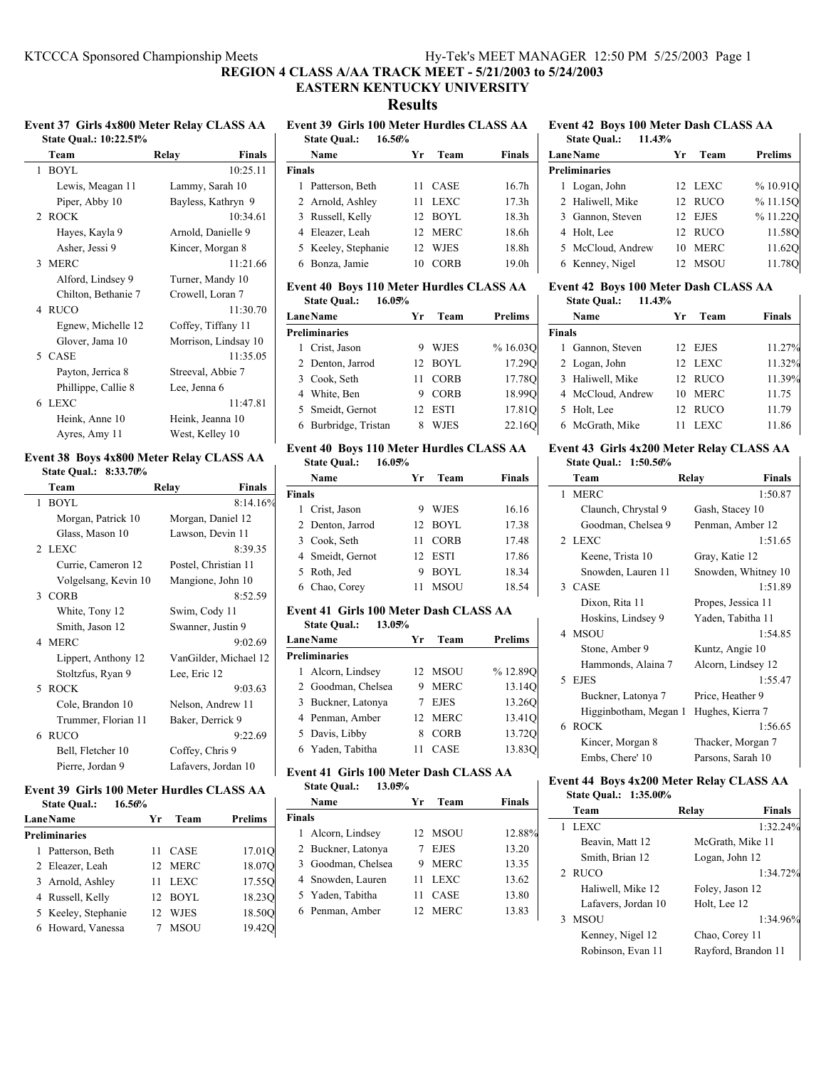# REGION 4 CLASS A/AA TRACK MEET - 5/21/2003 to 5/24/2003

## EASTERN KENTUCKY UNIVERSITY

## Results

### Event 37 Girls 4x800 Meter Relay CLASS AA

State Qual.: 10:22.51%

| | Team | Relay | Finals |
|---|---|---|---|
| 1 | BOYL | | 10:25.11 |
| | Lewis, Meagan 11 | Lammy, Sarah 10 | |
| | Piper, Abby 10 | Bayless, Kathryn 9 | |
| 2 | ROCK | | 10:34.61 |
| | Hayes, Kayla 9 | Arnold, Danielle 9 | |
| | Asher, Jessi 9 | Kincer, Morgan 8 | |
| 3 | MERC | | 11:21.66 |
| | Alford, Lindsey 9 | Turner, Mandy 10 | |
| | Chilton, Bethanie 7 | Crowell, Loran 7 | |
| 4 | RUCO | | 11:30.70 |
| | Egnew, Michelle 12 | Coffey, Tiffany 11 | |
| | Glover, Jama 10 | Morrison, Lindsay 10 | |
| 5 | CASE | | 11:35.05 |
| | Payton, Jerrica 8 | Streeval, Abbie 7 | |
| | Phillippe, Callie 8 | Lee, Jenna 6 | |
| 6 | LEXC | | 11:47.81 |
| | Heink, Anne 10 | Heink, Jeanna 10 | |
| | Ayres, Amy 11 | West, Kelley 10 | |

### Event 38 Boys 4x800 Meter Relay CLASS AA

State Qual.: 8:33.70%

| | Team | Relay | Finals |
|---|---|---|---|
| 1 | BOYL | | 8:14.16% |
| | Morgan, Patrick 10 | Morgan, Daniel 12 | |
| | Glass, Mason 10 | Lawson, Devin 11 | |
| 2 | LEXC | | 8:39.35 |
| | Currie, Cameron 12 | Postel, Christian 11 | |
| | Volgelsang, Kevin 10 | Mangione, John 10 | |
| 3 | CORB | | 8:52.59 |
| | White, Tony 12 | Swim, Cody 11 | |
| | Smith, Jason 12 | Swanner, Justin 9 | |
| 4 | MERC | | 9:02.69 |
| | Lippert, Anthony 12 | VanGilder, Michael 12 | |
| | Stoltzfus, Ryan 9 | Lee, Eric 12 | |
| 5 | ROCK | | 9:03.63 |
| | Cole, Brandon 10 | Nelson, Andrew 11 | |
| | Trummer, Florian 11 | Baker, Derrick 9 | |
| 6 | RUCO | | 9:22.69 |
| | Bell, Fletcher 10 | Coffey, Chris 9 | |
| | Pierre, Jordan 9 | Lafavers, Jordan 10 | |

### Event 39 Girls 100 Meter Hurdles CLASS AA

State Qual.: 16.56%

| Lane | Name | Yr | Team | Prelims |
|---|---|---|---|---|
| **Preliminaries** | | | | |
| 1 | Patterson, Beth | 11 | CASE | 17.01Q |
| 2 | Eleazer, Leah | 12 | MERC | 18.07Q |
| 3 | Arnold, Ashley | 11 | LEXC | 17.55Q |
| 4 | Russell, Kelly | 12 | BOYL | 18.23Q |
| 5 | Keeley, Stephanie | 12 | WJES | 18.50Q |
| 6 | Howard, Vanessa | 7 | MSOU | 19.42Q |

### Event 39 Girls 100 Meter Hurdles CLASS AA

State Qual.: 16.56%

| | Name | Yr | Team | Finals |
|---|---|---|---|---|
| **Finals** | | | | |
| 1 | Patterson, Beth | 11 | CASE | 16.7h |
| 2 | Arnold, Ashley | 11 | LEXC | 17.3h |
| 3 | Russell, Kelly | 12 | BOYL | 18.3h |
| 4 | Eleazer, Leah | 12 | MERC | 18.6h |
| 5 | Keeley, Stephanie | 12 | WJES | 18.8h |
| 6 | Bonza, Jamie | 10 | CORB | 19.0h |

### Event 40 Boys 110 Meter Hurdles CLASS AA

State Qual.: 16.05%

| Lane | Name | Yr | Team | Prelims |
|---|---|---|---|---|
| **Preliminaries** | | | | |
| 1 | Crist, Jason | 9 | WJES | % 16.03Q |
| 2 | Denton, Jarrod | 12 | BOYL | 17.29Q |
| 3 | Cook, Seth | 11 | CORB | 17.78Q |
| 4 | White, Ben | 9 | CORB | 18.99Q |
| 5 | Smeidt, Gernot | 12 | ESTI | 17.81Q |
| 6 | Burbridge, Tristan | 8 | WJES | 22.16Q |

### Event 40 Boys 110 Meter Hurdles CLASS AA

State Qual.: 16.05%

| | Name | Yr | Team | Finals |
|---|---|---|---|---|
| **Finals** | | | | |
| 1 | Crist, Jason | 9 | WJES | 16.16 |
| 2 | Denton, Jarrod | 12 | BOYL | 17.38 |
| 3 | Cook, Seth | 11 | CORB | 17.48 |
| 4 | Smeidt, Gernot | 12 | ESTI | 17.86 |
| 5 | Roth, Jed | 9 | BOYL | 18.34 |
| 6 | Chao, Corey | 11 | MSOU | 18.54 |

### Event 41 Girls 100 Meter Dash CLASS AA

State Qual.: 13.05%

| Lane | Name | Yr | Team | Prelims |
|---|---|---|---|---|
| **Preliminaries** | | | | |
| 1 | Alcorn, Lindsey | 12 | MSOU | % 12.89Q |
| 2 | Goodman, Chelsea | 9 | MERC | 13.14Q |
| 3 | Buckner, Latonya | 7 | EJES | 13.26Q |
| 4 | Penman, Amber | 12 | MERC | 13.41Q |
| 5 | Davis, Libby | 8 | CORB | 13.72Q |
| 6 | Yaden, Tabitha | 11 | CASE | 13.83Q |

### Event 41 Girls 100 Meter Dash CLASS AA

State Qual.: 13.05%

| | Name | Yr | Team | Finals |
|---|---|---|---|---|
| **Finals** | | | | |
| 1 | Alcorn, Lindsey | 12 | MSOU | 12.88% |
| 2 | Buckner, Latonya | 7 | EJES | 13.20 |
| 3 | Goodman, Chelsea | 9 | MERC | 13.35 |
| 4 | Snowden, Lauren | 11 | LEXC | 13.62 |
| 5 | Yaden, Tabitha | 11 | CASE | 13.80 |
| 6 | Penman, Amber | 12 | MERC | 13.83 |

### Event 42 Boys 100 Meter Dash CLASS AA

State Qual.: 11.43%

| Lane | Name | Yr | Team | Prelims |
|---|---|---|---|---|
| **Preliminaries** | | | | |
| 1 | Logan, John | 12 | LEXC | % 10.91Q |
| 2 | Haliwell, Mike | 12 | RUCO | % 11.15Q |
| 3 | Gannon, Steven | 12 | EJES | % 11.22Q |
| 4 | Holt, Lee | 12 | RUCO | 11.58Q |
| 5 | McCloud, Andrew | 10 | MERC | 11.62Q |
| 6 | Kenney, Nigel | 12 | MSOU | 11.78Q |

### Event 42 Boys 100 Meter Dash CLASS AA

State Qual.: 11.43%

| | Name | Yr | Team | Finals |
|---|---|---|---|---|
| **Finals** | | | | |
| 1 | Gannon, Steven | 12 | EJES | 11.27% |
| 2 | Logan, John | 12 | LEXC | 11.32% |
| 3 | Haliwell, Mike | 12 | RUCO | 11.39% |
| 4 | McCloud, Andrew | 10 | MERC | 11.75 |
| 5 | Holt, Lee | 12 | RUCO | 11.79 |
| 6 | McGrath, Mike | 11 | LEXC | 11.86 |

### Event 43 Girls 4x200 Meter Relay CLASS AA

State Qual.: 1:50.56%

| | Team | Relay | Finals |
|---|---|---|---|
| 1 | MERC | | 1:50.87 |
| | Claunch, Chrystal 9 | Gash, Stacey 10 | |
| | Goodman, Chelsea 9 | Penman, Amber 12 | |
| 2 | LEXC | | 1:51.65 |
| | Keene, Trista 10 | Gray, Katie 12 | |
| | Snowden, Lauren 11 | Snowden, Whitney 10 | |
| 3 | CASE | | 1:51.89 |
| | Dixon, Rita 11 | Propes, Jessica 11 | |
| | Hoskins, Lindsey 9 | Yaden, Tabitha 11 | |
| 4 | MSOU | | 1:54.85 |
| | Stone, Amber 9 | Kuntz, Angie 10 | |
| | Hammonds, Alaina 7 | Alcorn, Lindsey 12 | |
| 5 | EJES | | 1:55.47 |
| | Buckner, Latonya 7 | Price, Heather 9 | |
| | Higginbotham, Megan 1 | Hughes, Kierra 7 | |
| 6 | ROCK | | 1:56.65 |
| | Kincer, Morgan 8 | Thacker, Morgan 7 | |
| | Embs, Chere' 10 | Parsons, Sarah 10 | |

### Event 44 Boys 4x200 Meter Relay CLASS AA

State Qual.: 1:35.00%

| | Team | Relay | Finals |
|---|---|---|---|
| 1 | LEXC | | 1:32.24% |
| | Beavin, Matt 12 | McGrath, Mike 11 | |
| | Smith, Brian 12 | Logan, John 12 | |
| 2 | RUCO | | 1:34.72% |
| | Haliwell, Mike 12 | Foley, Jason 12 | |
| | Lafavers, Jordan 10 | Holt, Lee 12 | |
| 3 | MSOU | | 1:34.96% |
| | Kenney, Nigel 12 | Chao, Corey 11 | |
| | Robinson, Evan 11 | Rayford, Brandon 11 | |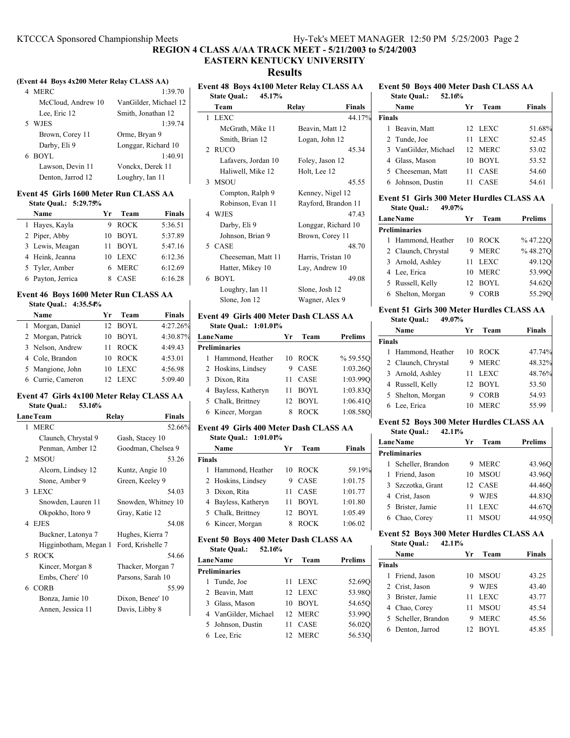# REGION 4 CLASS A/AA TRACK MEET - 5/21/2003 to 5/24/2003
## EASTERN KENTUCKY UNIVERSITY
## Results

### (Event 44 Boys 4x200 Meter Relay CLASS AA)

| | Team | | Finals |
|---|---|---|---|
| 4 | MERC | | 1:39.70 |
| | McCloud, Andrew 10 | VanGilder, Michael 12 | |
| | Lee, Eric 12 | Smith, Jonathan 12 | |
| 5 | WJES | | 1:39.74 |
| | Brown, Corey 11 | Orme, Bryan 9 | |
| | Darby, Eli 9 | Longgar, Richard 10 | |
| 6 | BOYL | | 1:40.91 |
| | Lawson, Devin 11 | Vonckx, Derek 11 | |
| | Denton, Jarrod 12 | Loughry, Ian 11 | |

### Event 45 Girls 1600 Meter Run CLASS AA
State Qual.: 5:29.75%

| | Name | Yr | Team | Finals |
|---|---|---|---|---|
| 1 | Hayes, Kayla | 9 | ROCK | 5:36.51 |
| 2 | Piper, Abby | 10 | BOYL | 5:37.89 |
| 3 | Lewis, Meagan | 11 | BOYL | 5:47.16 |
| 4 | Heink, Jeanna | 10 | LEXC | 6:12.36 |
| 5 | Tyler, Amber | 6 | MERC | 6:12.69 |
| 6 | Payton, Jerrica | 8 | CASE | 6:16.28 |

### Event 46 Boys 1600 Meter Run CLASS AA
State Qual.: 4:35.54%

| | Name | Yr | Team | Finals |
|---|---|---|---|---|
| 1 | Morgan, Daniel | 12 | BOYL | 4:27.26% |
| 2 | Morgan, Patrick | 10 | BOYL | 4:30.87% |
| 3 | Nelson, Andrew | 11 | ROCK | 4:49.43 |
| 4 | Cole, Brandon | 10 | ROCK | 4:53.01 |
| 5 | Mangione, John | 10 | LEXC | 4:56.98 |
| 6 | Currie, Cameron | 12 | LEXC | 5:09.40 |

### Event 47 Girls 4x100 Meter Relay CLASS AA
State Qual.: 53.16%

| Lane | Team | Relay | Finals |
|---|---|---|---|
| 1 | MERC | | 52.66% |
| | Claunch, Chrystal 9 | Gash, Stacey 10 | |
| | Penman, Amber 12 | Goodman, Chelsea 9 | |
| 2 | MSOU | | 53.26 |
| | Alcorn, Lindsey 12 | Kuntz, Angie 10 | |
| | Stone, Amber 9 | Green, Keeley 9 | |
| 3 | LEXC | | 54.03 |
| | Snowden, Lauren 11 | Snowden, Whitney 10 | |
| | Okpokho, Itoro 9 | Gray, Katie 12 | |
| 4 | EJES | | 54.08 |
| | Buckner, Latonya 7 | Hughes, Kierra 7 | |
| | Higginbotham, Megan 1 | Ford, Krishelle 7 | |
| 5 | ROCK | | 54.66 |
| | Kincer, Morgan 8 | Thacker, Morgan 7 | |
| | Embs, Chere' 10 | Parsons, Sarah 10 | |
| 6 | CORB | | 55.99 |
| | Bonza, Jamie 10 | Dixon, Benee' 10 | |
| | Annen, Jessica 11 | Davis, Libby 8 | |

### Event 48 Boys 4x100 Meter Relay CLASS AA
State Qual.: 45.17%

| | Team | Relay | Finals |
|---|---|---|---|
| 1 | LEXC | | 44.17% |
| | McGrath, Mike 11 | Beavin, Matt 12 | |
| | Smith, Brian 12 | Logan, John 12 | |
| 2 | RUCO | | 45.34 |
| | Lafavers, Jordan 10 | Foley, Jason 12 | |
| | Haliwell, Mike 12 | Holt, Lee 12 | |
| 3 | MSOU | | 45.55 |
| | Compton, Ralph 9 | Kenney, Nigel 12 | |
| | Robinson, Evan 11 | Rayford, Brandon 11 | |
| 4 | WJES | | 47.43 |
| | Darby, Eli 9 | Longgar, Richard 10 | |
| | Johnson, Brian 9 | Brown, Corey 11 | |
| 5 | CASE | | 48.70 |
| | Cheeseman, Matt 11 | Harris, Tristan 10 | |
| | Hatter, Mikey 10 | Lay, Andrew 10 | |
| 6 | BOYL | | 49.08 |
| | Loughry, Ian 11 | Slone, Josh 12 | |
| | Slone, Jon 12 | Wagner, Alex 9 | |

### Event 49 Girls 400 Meter Dash CLASS AA
State Qual.: 1:01.01%

| Lane | Name | Yr | Team | Prelims |
|---|---|---|---|---|
| **Preliminaries** | | | | |
| 1 | Hammond, Heather | 10 | ROCK | % 59.55Q |
| 2 | Hoskins, Lindsey | 9 | CASE | 1:03.26Q |
| 3 | Dixon, Rita | 11 | CASE | 1:03.99Q |
| 4 | Bayless, Katheryn | 11 | BOYL | 1:03.83Q |
| 5 | Chalk, Brittney | 12 | BOYL | 1:06.41Q |
| 6 | Kincer, Morgan | 8 | ROCK | 1:08.58Q |

### Event 49 Girls 400 Meter Dash CLASS AA
State Qual.: 1:01.01%

| | Name | Yr | Team | Finals |
|---|---|---|---|---|
| **Finals** | | | | |
| 1 | Hammond, Heather | 10 | ROCK | 59.19% |
| 2 | Hoskins, Lindsey | 9 | CASE | 1:01.75 |
| 3 | Dixon, Rita | 11 | CASE | 1:01.77 |
| 4 | Bayless, Katheryn | 11 | BOYL | 1:01.80 |
| 5 | Chalk, Brittney | 12 | BOYL | 1:05.49 |
| 6 | Kincer, Morgan | 8 | ROCK | 1:06.02 |

### Event 50 Boys 400 Meter Dash CLASS AA
State Qual.: 52.16%

| Lane | Name | Yr | Team | Prelims |
|---|---|---|---|---|
| **Preliminaries** | | | | |
| 1 | Tunde, Joe | 11 | LEXC | 52.69Q |
| 2 | Beavin, Matt | 12 | LEXC | 53.98Q |
| 3 | Glass, Mason | 10 | BOYL | 54.65Q |
| 4 | VanGilder, Michael | 12 | MERC | 53.99Q |
| 5 | Johnson, Dustin | 11 | CASE | 56.02Q |
| 6 | Lee, Eric | 12 | MERC | 56.53Q |

### Event 50 Boys 400 Meter Dash CLASS AA
State Qual.: 52.16%

| | Name | Yr | Team | Finals |
|---|---|---|---|---|
| **Finals** | | | | |
| 1 | Beavin, Matt | 12 | LEXC | 51.68% |
| 2 | Tunde, Joe | 11 | LEXC | 52.45 |
| 3 | VanGilder, Michael | 12 | MERC | 53.02 |
| 4 | Glass, Mason | 10 | BOYL | 53.52 |
| 5 | Cheeseman, Matt | 11 | CASE | 54.60 |
| 6 | Johnson, Dustin | 11 | CASE | 54.61 |

### Event 51 Girls 300 Meter Hurdles CLASS AA
State Qual.: 49.07%

| Lane | Name | Yr | Team | Prelims |
|---|---|---|---|---|
| **Preliminaries** | | | | |
| 1 | Hammond, Heather | 10 | ROCK | % 47.22Q |
| 2 | Claunch, Chrystal | 9 | MERC | % 48.27Q |
| 3 | Arnold, Ashley | 11 | LEXC | 49.12Q |
| 4 | Lee, Erica | 10 | MERC | 53.99Q |
| 5 | Russell, Kelly | 12 | BOYL | 54.62Q |
| 6 | Shelton, Morgan | 9 | CORB | 55.29Q |

### Event 51 Girls 300 Meter Hurdles CLASS AA
State Qual.: 49.07%

| | Name | Yr | Team | Finals |
|---|---|---|---|---|
| **Finals** | | | | |
| 1 | Hammond, Heather | 10 | ROCK | 47.74% |
| 2 | Claunch, Chrystal | 9 | MERC | 48.32% |
| 3 | Arnold, Ashley | 11 | LEXC | 48.76% |
| 4 | Russell, Kelly | 12 | BOYL | 53.50 |
| 5 | Shelton, Morgan | 9 | CORB | 54.93 |
| 6 | Lee, Erica | 10 | MERC | 55.99 |

### Event 52 Boys 300 Meter Hurdles CLASS AA
State Qual.: 42.11%

| Lane | Name | Yr | Team | Prelims |
|---|---|---|---|---|
| **Preliminaries** | | | | |
| 1 | Scheller, Brandon | 9 | MERC | 43.96Q |
| 1 | Friend, Jason | 10 | MSOU | 43.96Q |
| 3 | Szczotka, Grant | 12 | CASE | 44.46Q |
| 4 | Crist, Jason | 9 | WJES | 44.83Q |
| 5 | Brister, Jamie | 11 | LEXC | 44.67Q |
| 6 | Chao, Corey | 11 | MSOU | 44.95Q |

### Event 52 Boys 300 Meter Hurdles CLASS AA
State Qual.: 42.11%

| | Name | Yr | Team | Finals |
|---|---|---|---|---|
| **Finals** | | | | |
| 1 | Friend, Jason | 10 | MSOU | 43.25 |
| 2 | Crist, Jason | 9 | WJES | 43.40 |
| 3 | Brister, Jamie | 11 | LEXC | 43.77 |
| 4 | Chao, Corey | 11 | MSOU | 45.54 |
| 5 | Scheller, Brandon | 9 | MERC | 45.56 |
| 6 | Denton, Jarrod | 12 | BOYL | 45.85 |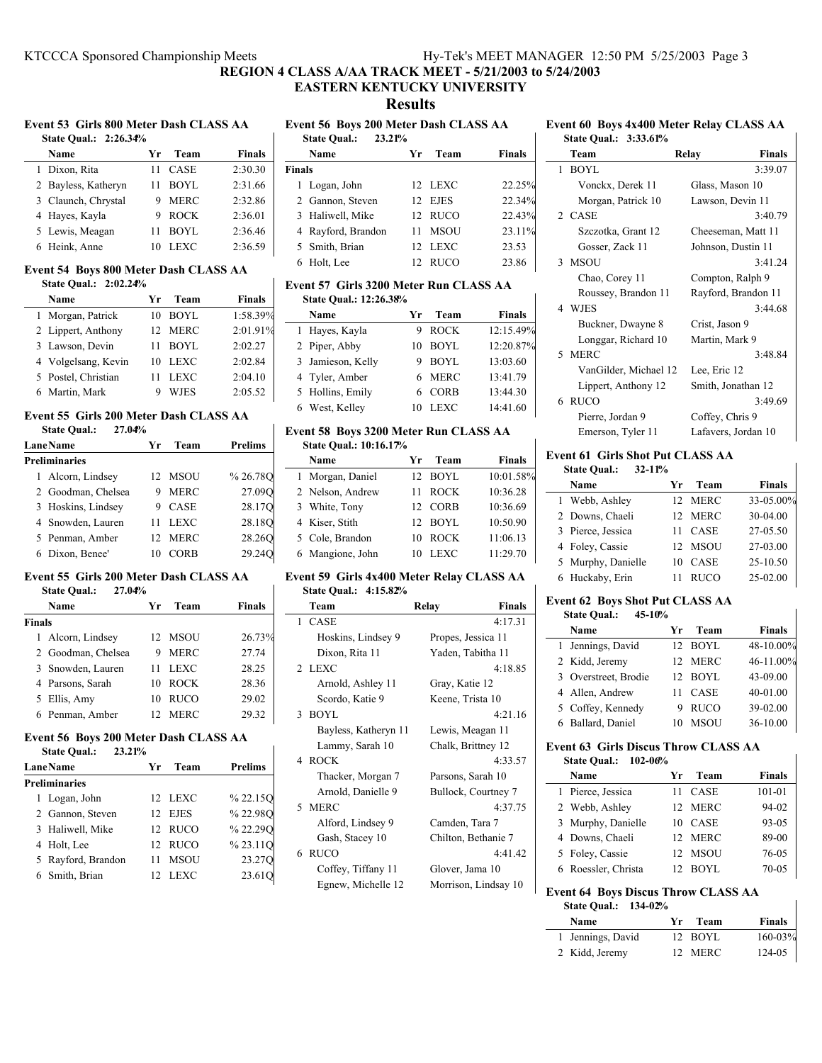# REGION 4 CLASS A/AA TRACK MEET - 5/21/2003 to 5/24/2003

## EASTERN KENTUCKY UNIVERSITY

## Results

### Event 53 Girls 800 Meter Dash CLASS AA

State Qual.: 2:26.34%

| | Name | Yr | Team | Finals |
|---|---|---|---|---|
| 1 | Dixon, Rita | 11 | CASE | 2:30.30 |
| 2 | Bayless, Katheryn | 11 | BOYL | 2:31.66 |
| 3 | Claunch, Chrystal | 9 | MERC | 2:32.86 |
| 4 | Hayes, Kayla | 9 | ROCK | 2:36.01 |
| 5 | Lewis, Meagan | 11 | BOYL | 2:36.46 |
| 6 | Heink, Anne | 10 | LEXC | 2:36.59 |

### Event 54 Boys 800 Meter Dash CLASS AA

State Qual.: 2:02.24%

| | Name | Yr | Team | Finals |
|---|---|---|---|---|
| 1 | Morgan, Patrick | 10 | BOYL | 1:58.39% |
| 2 | Lippert, Anthony | 12 | MERC | 2:01.91% |
| 3 | Lawson, Devin | 11 | BOYL | 2:02.27 |
| 4 | Volgelsang, Kevin | 10 | LEXC | 2:02.84 |
| 5 | Postel, Christian | 11 | LEXC | 2:04.10 |
| 6 | Martin, Mark | 9 | WJES | 2:05.52 |

### Event 55 Girls 200 Meter Dash CLASS AA

State Qual.: 27.04%

| Lane | Name | Yr | Team | Prelims |
|---|---|---|---|---|
| **Preliminaries** | | | | |
| 1 | Alcorn, Lindsey | 12 | MSOU | % 26.78Q |
| 2 | Goodman, Chelsea | 9 | MERC | 27.09Q |
| 3 | Hoskins, Lindsey | 9 | CASE | 28.17Q |
| 4 | Snowden, Lauren | 11 | LEXC | 28.18Q |
| 5 | Penman, Amber | 12 | MERC | 28.26Q |
| 6 | Dixon, Benee' | 10 | CORB | 29.24Q |

### Event 55 Girls 200 Meter Dash CLASS AA

State Qual.: 27.04%

| | Name | Yr | Team | Finals |
|---|---|---|---|---|
| **Finals** | | | | |
| 1 | Alcorn, Lindsey | 12 | MSOU | 26.73% |
| 2 | Goodman, Chelsea | 9 | MERC | 27.74 |
| 3 | Snowden, Lauren | 11 | LEXC | 28.25 |
| 4 | Parsons, Sarah | 10 | ROCK | 28.36 |
| 5 | Ellis, Amy | 10 | RUCO | 29.02 |
| 6 | Penman, Amber | 12 | MERC | 29.32 |

### Event 56 Boys 200 Meter Dash CLASS AA

State Qual.: 23.21%

| Lane | Name | Yr | Team | Prelims |
|---|---|---|---|---|
| **Preliminaries** | | | | |
| 1 | Logan, John | 12 | LEXC | % 22.15Q |
| 2 | Gannon, Steven | 12 | EJES | % 22.98Q |
| 3 | Haliwell, Mike | 12 | RUCO | % 22.29Q |
| 4 | Holt, Lee | 12 | RUCO | % 23.11Q |
| 5 | Rayford, Brandon | 11 | MSOU | 23.27Q |
| 6 | Smith, Brian | 12 | LEXC | 23.61Q |

### Event 56 Boys 200 Meter Dash CLASS AA

State Qual.: 23.21%

| | Name | Yr | Team | Finals |
|---|---|---|---|---|
| **Finals** | | | | |
| 1 | Logan, John | 12 | LEXC | 22.25% |
| 2 | Gannon, Steven | 12 | EJES | 22.34% |
| 3 | Haliwell, Mike | 12 | RUCO | 22.43% |
| 4 | Rayford, Brandon | 11 | MSOU | 23.11% |
| 5 | Smith, Brian | 12 | LEXC | 23.53 |
| 6 | Holt, Lee | 12 | RUCO | 23.86 |

### Event 57 Girls 3200 Meter Run CLASS AA

State Qual.: 12:26.38%

| | Name | Yr | Team | Finals |
|---|---|---|---|---|
| 1 | Hayes, Kayla | 9 | ROCK | 12:15.49% |
| 2 | Piper, Abby | 10 | BOYL | 12:20.87% |
| 3 | Jamieson, Kelly | 9 | BOYL | 13:03.60 |
| 4 | Tyler, Amber | 6 | MERC | 13:41.79 |
| 5 | Hollins, Emily | 6 | CORB | 13:44.30 |
| 6 | West, Kelley | 10 | LEXC | 14:41.60 |

### Event 58 Boys 3200 Meter Run CLASS AA

State Qual.: 10:16.17%

| | Name | Yr | Team | Finals |
|---|---|---|---|---|
| 1 | Morgan, Daniel | 12 | BOYL | 10:01.58% |
| 2 | Nelson, Andrew | 11 | ROCK | 10:36.28 |
| 3 | White, Tony | 12 | CORB | 10:36.69 |
| 4 | Kiser, Stith | 12 | BOYL | 10:50.90 |
| 5 | Cole, Brandon | 10 | ROCK | 11:06.13 |
| 6 | Mangione, John | 10 | LEXC | 11:29.70 |

### Event 59 Girls 4x400 Meter Relay CLASS AA

State Qual.: 4:15.82%

| | Team | Relay | Finals |
|---|---|---|---|
| 1 | CASE | | 4:17.31 |
| | Hoskins, Lindsey 9 | Propes, Jessica 11 | |
| | Dixon, Rita 11 | Yaden, Tabitha 11 | |
| 2 | LEXC | | 4:18.85 |
| | Arnold, Ashley 11 | Gray, Katie 12 | |
| | Scordo, Katie 9 | Keene, Trista 10 | |
| 3 | BOYL | | 4:21.16 |
| | Bayless, Katheryn 11 | Lewis, Meagan 11 | |
| | Lammy, Sarah 10 | Chalk, Brittney 12 | |
| 4 | ROCK | | 4:33.57 |
| | Thacker, Morgan 7 | Parsons, Sarah 10 | |
| | Arnold, Danielle 9 | Bullock, Courtney 7 | |
| 5 | MERC | | 4:37.75 |
| | Alford, Lindsey 9 | Camden, Tara 7 | |
| | Gash, Stacey 10 | Chilton, Bethanie 7 | |
| 6 | RUCO | | 4:41.42 |
| | Coffey, Tiffany 11 | Glover, Jama 10 | |
| | Egnew, Michelle 12 | Morrison, Lindsay 10 | |

### Event 60 Boys 4x400 Meter Relay CLASS AA

State Qual.: 3:33.61%

| | Team | Relay | Finals |
|---|---|---|---|
| 1 | BOYL | | 3:39.07 |
| | Vonckx, Derek 11 | Glass, Mason 10 | |
| | Morgan, Patrick 10 | Lawson, Devin 11 | |
| 2 | CASE | | 3:40.79 |
| | Szczotka, Grant 12 | Cheeseman, Matt 11 | |
| | Gosser, Zack 11 | Johnson, Dustin 11 | |
| 3 | MSOU | | 3:41.24 |
| | Chao, Corey 11 | Compton, Ralph 9 | |
| | Roussey, Brandon 11 | Rayford, Brandon 11 | |
| 4 | WJES | | 3:44.68 |
| | Buckner, Dwayne 8 | Crist, Jason 9 | |
| | Longgar, Richard 10 | Martin, Mark 9 | |
| 5 | MERC | | 3:48.84 |
| | VanGilder, Michael 12 | Lee, Eric 12 | |
| | Lippert, Anthony 12 | Smith, Jonathan 12 | |
| 6 | RUCO | | 3:49.69 |
| | Pierre, Jordan 9 | Coffey, Chris 9 | |
| | Emerson, Tyler 11 | Lafavers, Jordan 10 | |

### Event 61 Girls Shot Put CLASS AA

State Qual.: 32-11%

| | Name | Yr | Team | Finals |
|---|---|---|---|---|
| 1 | Webb, Ashley | 12 | MERC | 33-05.00% |
| 2 | Downs, Chaeli | 12 | MERC | 30-04.00 |
| 3 | Pierce, Jessica | 11 | CASE | 27-05.50 |
| 4 | Foley, Cassie | 12 | MSOU | 27-03.00 |
| 5 | Murphy, Danielle | 10 | CASE | 25-10.50 |
| 6 | Huckaby, Erin | 11 | RUCO | 25-02.00 |

### Event 62 Boys Shot Put CLASS AA

State Qual.: 45-10%

| | Name | Yr | Team | Finals |
|---|---|---|---|---|
| 1 | Jennings, David | 12 | BOYL | 48-10.00% |
| 2 | Kidd, Jeremy | 12 | MERC | 46-11.00% |
| 3 | Overstreet, Brodie | 12 | BOYL | 43-09.00 |
| 4 | Allen, Andrew | 11 | CASE | 40-01.00 |
| 5 | Coffey, Kennedy | 9 | RUCO | 39-02.00 |
| 6 | Ballard, Daniel | 10 | MSOU | 36-10.00 |

### Event 63 Girls Discus Throw CLASS AA

State Qual.: 102-06%

| | Name | Yr | Team | Finals |
|---|---|---|---|---|
| 1 | Pierce, Jessica | 11 | CASE | 101-01 |
| 2 | Webb, Ashley | 12 | MERC | 94-02 |
| 3 | Murphy, Danielle | 10 | CASE | 93-05 |
| 4 | Downs, Chaeli | 12 | MERC | 89-00 |
| 5 | Foley, Cassie | 12 | MSOU | 76-05 |
| 6 | Roessler, Christa | 12 | BOYL | 70-05 |

### Event 64 Boys Discus Throw CLASS AA

State Qual.: 134-02%

| | Name | Yr | Team | Finals |
|---|---|---|---|---|
| 1 | Jennings, David | 12 | BOYL | 160-03% |
| 2 | Kidd, Jeremy | 12 | MERC | 124-05 |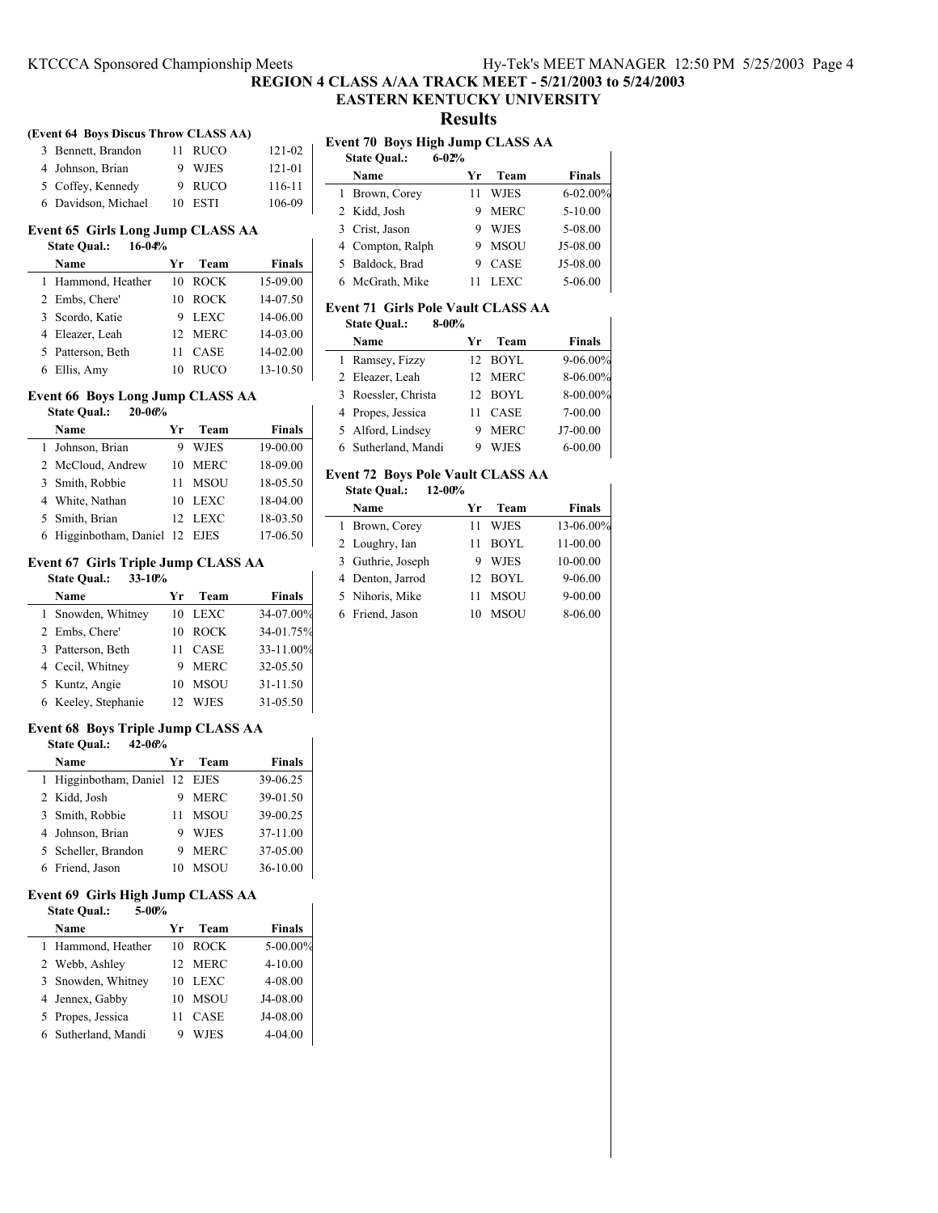# REGION 4 CLASS A/AA TRACK MEET - 5/21/2003 to 5/24/2003

## EASTERN KENTUCKY UNIVERSITY

## Results

### (Event 64 Boys Discus Throw CLASS AA)

| | Name | Yr | Team | Finals |
|---|---|---|---|---|
| 3 | Bennett, Brandon | 11 | RUCO | 121-02 |
| 4 | Johnson, Brian | 9 | WJES | 121-01 |
| 5 | Coffey, Kennedy | 9 | RUCO | 116-11 |
| 6 | Davidson, Michael | 10 | ESTI | 106-09 |

### Event 65 Girls Long Jump CLASS AA

**State Qual.: 16-04%**

| | Name | Yr | Team | Finals |
|---|---|---|---|---|
| 1 | Hammond, Heather | 10 | ROCK | 15-09.00 |
| 2 | Embs, Chere' | 10 | ROCK | 14-07.50 |
| 3 | Scordo, Katie | 9 | LEXC | 14-06.00 |
| 4 | Eleazer, Leah | 12 | MERC | 14-03.00 |
| 5 | Patterson, Beth | 11 | CASE | 14-02.00 |
| 6 | Ellis, Amy | 10 | RUCO | 13-10.50 |

### Event 66 Boys Long Jump CLASS AA

**State Qual.: 20-06%**

| | Name | Yr | Team | Finals |
|---|---|---|---|---|
| 1 | Johnson, Brian | 9 | WJES | 19-00.00 |
| 2 | McCloud, Andrew | 10 | MERC | 18-09.00 |
| 3 | Smith, Robbie | 11 | MSOU | 18-05.50 |
| 4 | White, Nathan | 10 | LEXC | 18-04.00 |
| 5 | Smith, Brian | 12 | LEXC | 18-03.50 |
| 6 | Higginbotham, Daniel | 12 | EJES | 17-06.50 |

### Event 67 Girls Triple Jump CLASS AA

**State Qual.: 33-10%**

| | Name | Yr | Team | Finals |
|---|---|---|---|---|
| 1 | Snowden, Whitney | 10 | LEXC | 34-07.00% |
| 2 | Embs, Chere' | 10 | ROCK | 34-01.75% |
| 3 | Patterson, Beth | 11 | CASE | 33-11.00% |
| 4 | Cecil, Whitney | 9 | MERC | 32-05.50 |
| 5 | Kuntz, Angie | 10 | MSOU | 31-11.50 |
| 6 | Keeley, Stephanie | 12 | WJES | 31-05.50 |

### Event 68 Boys Triple Jump CLASS AA

**State Qual.: 42-06%**

| | Name | Yr | Team | Finals |
|---|---|---|---|---|
| 1 | Higginbotham, Daniel | 12 | EJES | 39-06.25 |
| 2 | Kidd, Josh | 9 | MERC | 39-01.50 |
| 3 | Smith, Robbie | 11 | MSOU | 39-00.25 |
| 4 | Johnson, Brian | 9 | WJES | 37-11.00 |
| 5 | Scheller, Brandon | 9 | MERC | 37-05.00 |
| 6 | Friend, Jason | 10 | MSOU | 36-10.00 |

### Event 69 Girls High Jump CLASS AA

**State Qual.: 5-00%**

| | Name | Yr | Team | Finals |
|---|---|---|---|---|
| 1 | Hammond, Heather | 10 | ROCK | 5-00.00% |
| 2 | Webb, Ashley | 12 | MERC | 4-10.00 |
| 3 | Snowden, Whitney | 10 | LEXC | 4-08.00 |
| 4 | Jennex, Gabby | 10 | MSOU | J4-08.00 |
| 5 | Propes, Jessica | 11 | CASE | J4-08.00 |
| 6 | Sutherland, Mandi | 9 | WJES | 4-04.00 |

### Event 70 Boys High Jump CLASS AA

**State Qual.: 6-02%**

| | Name | Yr | Team | Finals |
|---|---|---|---|---|
| 1 | Brown, Corey | 11 | WJES | 6-02.00% |
| 2 | Kidd, Josh | 9 | MERC | 5-10.00 |
| 3 | Crist, Jason | 9 | WJES | 5-08.00 |
| 4 | Compton, Ralph | 9 | MSOU | J5-08.00 |
| 5 | Baldock, Brad | 9 | CASE | J5-08.00 |
| 6 | McGrath, Mike | 11 | LEXC | 5-06.00 |

### Event 71 Girls Pole Vault CLASS AA

**State Qual.: 8-00%**

| | Name | Yr | Team | Finals |
|---|---|---|---|---|
| 1 | Ramsey, Fizzy | 12 | BOYL | 9-06.00% |
| 2 | Eleazer, Leah | 12 | MERC | 8-06.00% |
| 3 | Roessler, Christa | 12 | BOYL | 8-00.00% |
| 4 | Propes, Jessica | 11 | CASE | 7-00.00 |
| 5 | Alford, Lindsey | 9 | MERC | J7-00.00 |
| 6 | Sutherland, Mandi | 9 | WJES | 6-00.00 |

### Event 72 Boys Pole Vault CLASS AA

**State Qual.: 12-00%**

| | Name | Yr | Team | Finals |
|---|---|---|---|---|
| 1 | Brown, Corey | 11 | WJES | 13-06.00% |
| 2 | Loughry, Ian | 11 | BOYL | 11-00.00 |
| 3 | Guthrie, Joseph | 9 | WJES | 10-00.00 |
| 4 | Denton, Jarrod | 12 | BOYL | 9-06.00 |
| 5 | Nihoris, Mike | 11 | MSOU | 9-00.00 |
| 6 | Friend, Jason | 10 | MSOU | 8-06.00 |